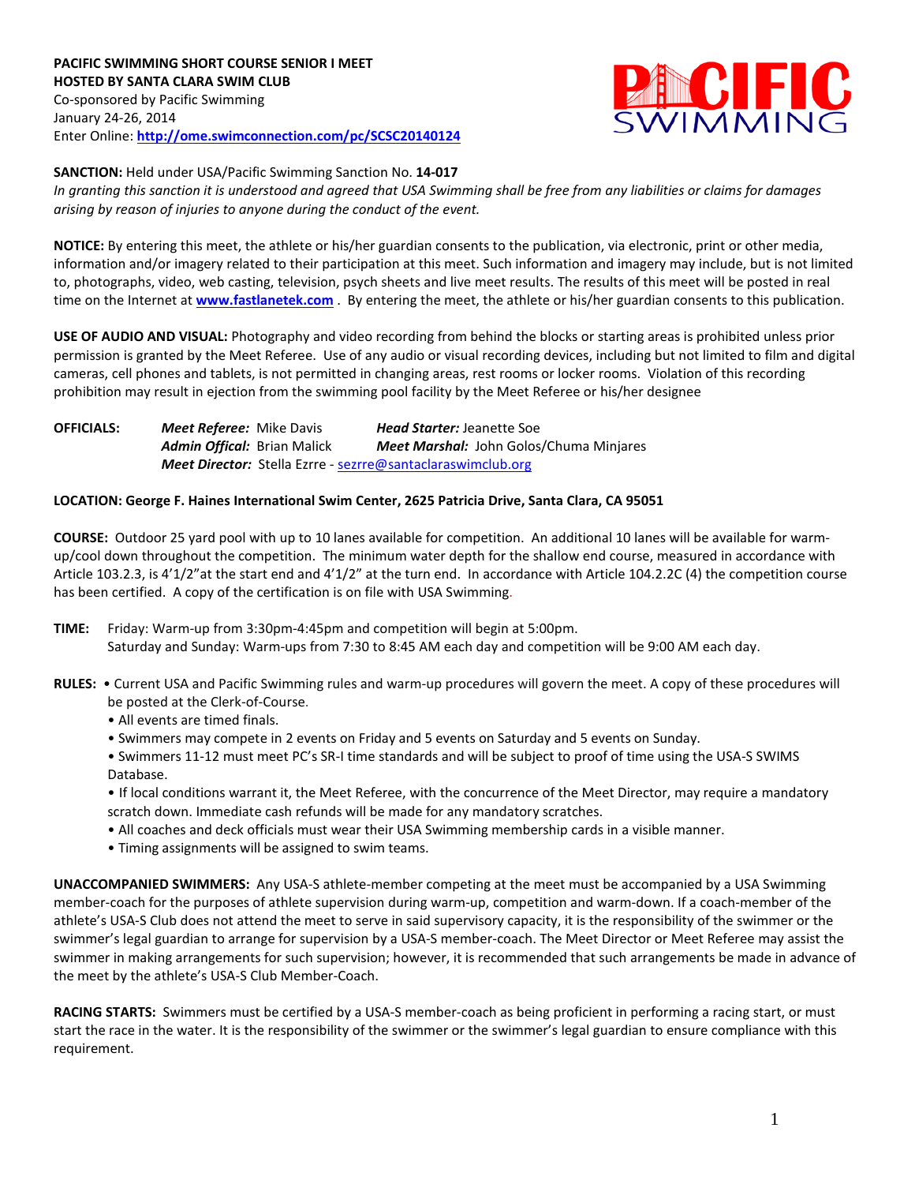**PACIFIC SWIMMING SHORT COURSE SENIOR I MEET**
**HOSTED BY SANTA CLARA SWIM CLUB**
Co-sponsored by Pacific Swimming
January 24-26, 2014
Enter Online: **http://ome.swimconnection.com/pc/SCSC20140124**

**SANCTION:** Held under USA/Pacific Swimming Sanction No. **14-017**
*In granting this sanction it is understood and agreed that USA Swimming shall be free from any liabilities or claims for damages arising by reason of injuries to anyone during the conduct of the event.*

**NOTICE:** By entering this meet, the athlete or his/her guardian consents to the publication, via electronic, print or other media, information and/or imagery related to their participation at this meet. Such information and imagery may include, but is not limited to, photographs, video, web casting, television, psych sheets and live meet results. The results of this meet will be posted in real time on the Internet at **www.fastlanetek.com** . By entering the meet, the athlete or his/her guardian consents to this publication.

**USE OF AUDIO AND VISUAL:** Photography and video recording from behind the blocks or starting areas is prohibited unless prior permission is granted by the Meet Referee. Use of any audio or visual recording devices, including but not limited to film and digital cameras, cell phones and tablets, is not permitted in changing areas, rest rooms or locker rooms. Violation of this recording prohibition may result in ejection from the swimming pool facility by the Meet Referee or his/her designee

**OFFICIALS:** *Meet Referee:* Mike Davis *Head Starter:* Jeanette Soe
*Admin Offical:* Brian Malick *Meet Marshal:* John Golos/Chuma Minjares
*Meet Director:* Stella Ezrre - sezrre@santaclaraswimclub.org

**LOCATION: George F. Haines International Swim Center, 2625 Patricia Drive, Santa Clara, CA 95051**

**COURSE:** Outdoor 25 yard pool with up to 10 lanes available for competition. An additional 10 lanes will be available for warm-up/cool down throughout the competition. The minimum water depth for the shallow end course, measured in accordance with Article 103.2.3, is 4'1/2"at the start end and 4'1/2" at the turn end. In accordance with Article 104.2.2C (4) the competition course has been certified. A copy of the certification is on file with USA Swimming.

**TIME:** Friday: Warm-up from 3:30pm-4:45pm and competition will begin at 5:00pm.
Saturday and Sunday: Warm-ups from 7:30 to 8:45 AM each day and competition will be 9:00 AM each day.

**RULES:**
- Current USA and Pacific Swimming rules and warm-up procedures will govern the meet. A copy of these procedures will be posted at the Clerk-of-Course.
- All events are timed finals.
- Swimmers may compete in 2 events on Friday and 5 events on Saturday and 5 events on Sunday.
- Swimmers 11-12 must meet PC's SR-I time standards and will be subject to proof of time using the USA-S SWIMS Database.
- If local conditions warrant it, the Meet Referee, with the concurrence of the Meet Director, may require a mandatory scratch down. Immediate cash refunds will be made for any mandatory scratches.
- All coaches and deck officials must wear their USA Swimming membership cards in a visible manner.
- Timing assignments will be assigned to swim teams.

**UNACCOMPANIED SWIMMERS:** Any USA-S athlete-member competing at the meet must be accompanied by a USA Swimming member-coach for the purposes of athlete supervision during warm-up, competition and warm-down. If a coach-member of the athlete's USA-S Club does not attend the meet to serve in said supervisory capacity, it is the responsibility of the swimmer or the swimmer's legal guardian to arrange for supervision by a USA-S member-coach. The Meet Director or Meet Referee may assist the swimmer in making arrangements for such supervision; however, it is recommended that such arrangements be made in advance of the meet by the athlete's USA-S Club Member-Coach.

**RACING STARTS:** Swimmers must be certified by a USA-S member-coach as being proficient in performing a racing start, or must start the race in the water. It is the responsibility of the swimmer or the swimmer's legal guardian to ensure compliance with this requirement.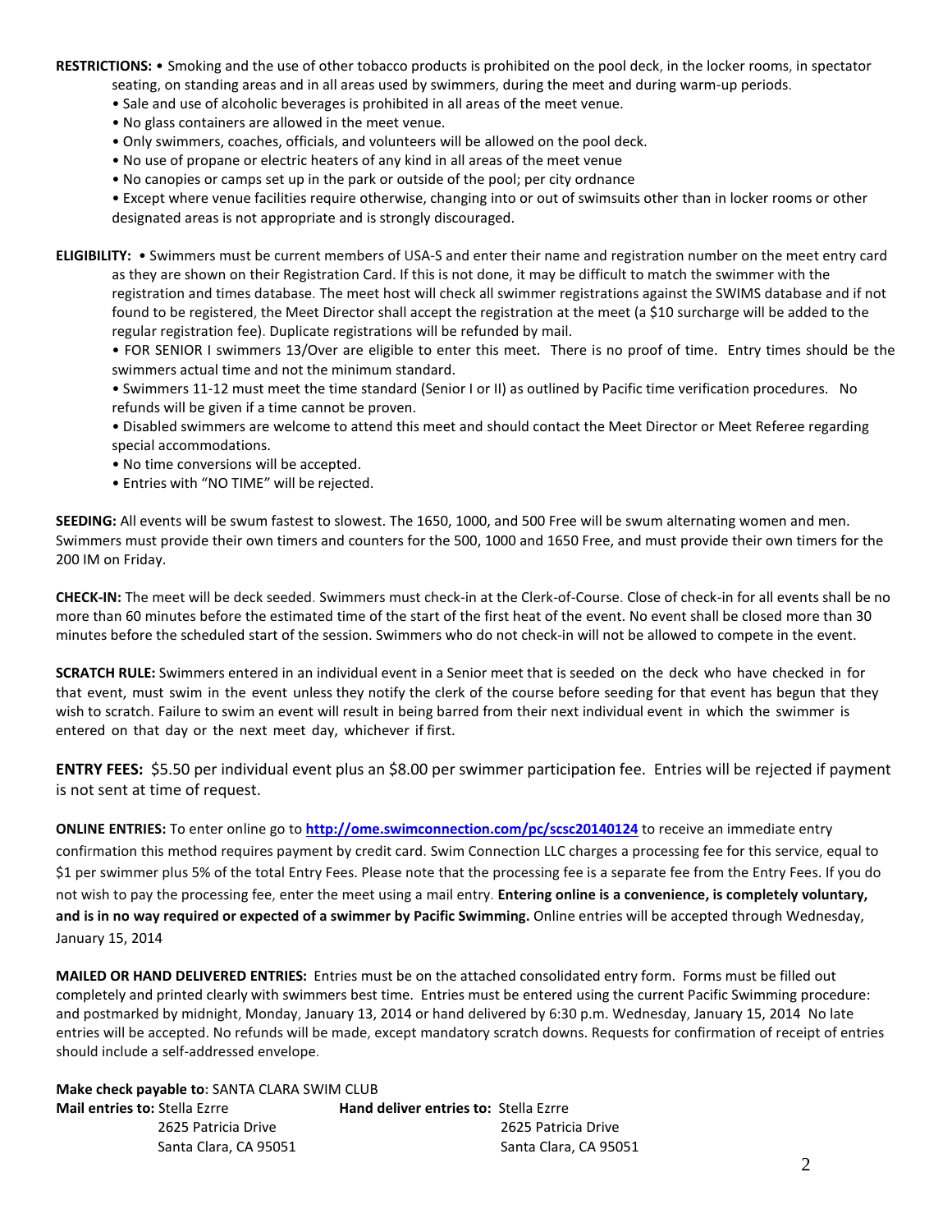**RESTRICTIONS:** • Smoking and the use of other tobacco products is prohibited on the pool deck, in the locker rooms, in spectator seating, on standing areas and in all areas used by swimmers, during the meet and during warm-up periods.

- Sale and use of alcoholic beverages is prohibited in all areas of the meet venue.
- No glass containers are allowed in the meet venue.
- Only swimmers, coaches, officials, and volunteers will be allowed on the pool deck.
- No use of propane or electric heaters of any kind in all areas of the meet venue
- No canopies or camps set up in the park or outside of the pool; per city ordnance
- Except where venue facilities require otherwise, changing into or out of swimsuits other than in locker rooms or other designated areas is not appropriate and is strongly discouraged.

**ELIGIBILITY:** • Swimmers must be current members of USA-S and enter their name and registration number on the meet entry card as they are shown on their Registration Card. If this is not done, it may be difficult to match the swimmer with the registration and times database. The meet host will check all swimmer registrations against the SWIMS database and if not found to be registered, the Meet Director shall accept the registration at the meet (a $10 surcharge will be added to the regular registration fee). Duplicate registrations will be refunded by mail.

- FOR SENIOR I swimmers 13/Over are eligible to enter this meet. There is no proof of time. Entry times should be the swimmers actual time and not the minimum standard.
- Swimmers 11-12 must meet the time standard (Senior I or II) as outlined by Pacific time verification procedures. No refunds will be given if a time cannot be proven.
- Disabled swimmers are welcome to attend this meet and should contact the Meet Director or Meet Referee regarding special accommodations.
- No time conversions will be accepted.
- Entries with "NO TIME" will be rejected.

**SEEDING:** All events will be swum fastest to slowest. The 1650, 1000, and 500 Free will be swum alternating women and men. Swimmers must provide their own timers and counters for the 500, 1000 and 1650 Free, and must provide their own timers for the 200 IM on Friday.

**CHECK-IN:** The meet will be deck seeded. Swimmers must check-in at the Clerk-of-Course. Close of check-in for all events shall be no more than 60 minutes before the estimated time of the start of the first heat of the event. No event shall be closed more than 30 minutes before the scheduled start of the session. Swimmers who do not check-in will not be allowed to compete in the event.

**SCRATCH RULE:** Swimmers entered in an individual event in a Senior meet that is seeded on the deck who have checked in for that event, must swim in the event unless they notify the clerk of the course before seeding for that event has begun that they wish to scratch. Failure to swim an event will result in being barred from their next individual event in which the swimmer is entered on that day or the next meet day, whichever if first.

**ENTRY FEES:** $5.50 per individual event plus an $8.00 per swimmer participation fee. Entries will be rejected if payment is not sent at time of request.

**ONLINE ENTRIES:** To enter online go to **http://ome.swimconnection.com/pc/scsc20140124** to receive an immediate entry confirmation this method requires payment by credit card. Swim Connection LLC charges a processing fee for this service, equal to $1 per swimmer plus 5% of the total Entry Fees. Please note that the processing fee is a separate fee from the Entry Fees. If you do not wish to pay the processing fee, enter the meet using a mail entry. **Entering online is a convenience, is completely voluntary, and is in no way required or expected of a swimmer by Pacific Swimming.** Online entries will be accepted through Wednesday, January 15, 2014

**MAILED OR HAND DELIVERED ENTRIES:** Entries must be on the attached consolidated entry form. Forms must be filled out completely and printed clearly with swimmers best time. Entries must be entered using the current Pacific Swimming procedure: and postmarked by midnight, Monday, January 13, 2014 or hand delivered by 6:30 p.m. Wednesday, January 15, 2014 No late entries will be accepted. No refunds will be made, except mandatory scratch downs. Requests for confirmation of receipt of entries should include a self-addressed envelope.

**Make check payable to:** SANTA CLARA SWIM CLUB

**Mail entries to:** Stella Ezrre
2625 Patricia Drive
Santa Clara, CA 95051

**Hand deliver entries to:** Stella Ezrre
2625 Patricia Drive
Santa Clara, CA 95051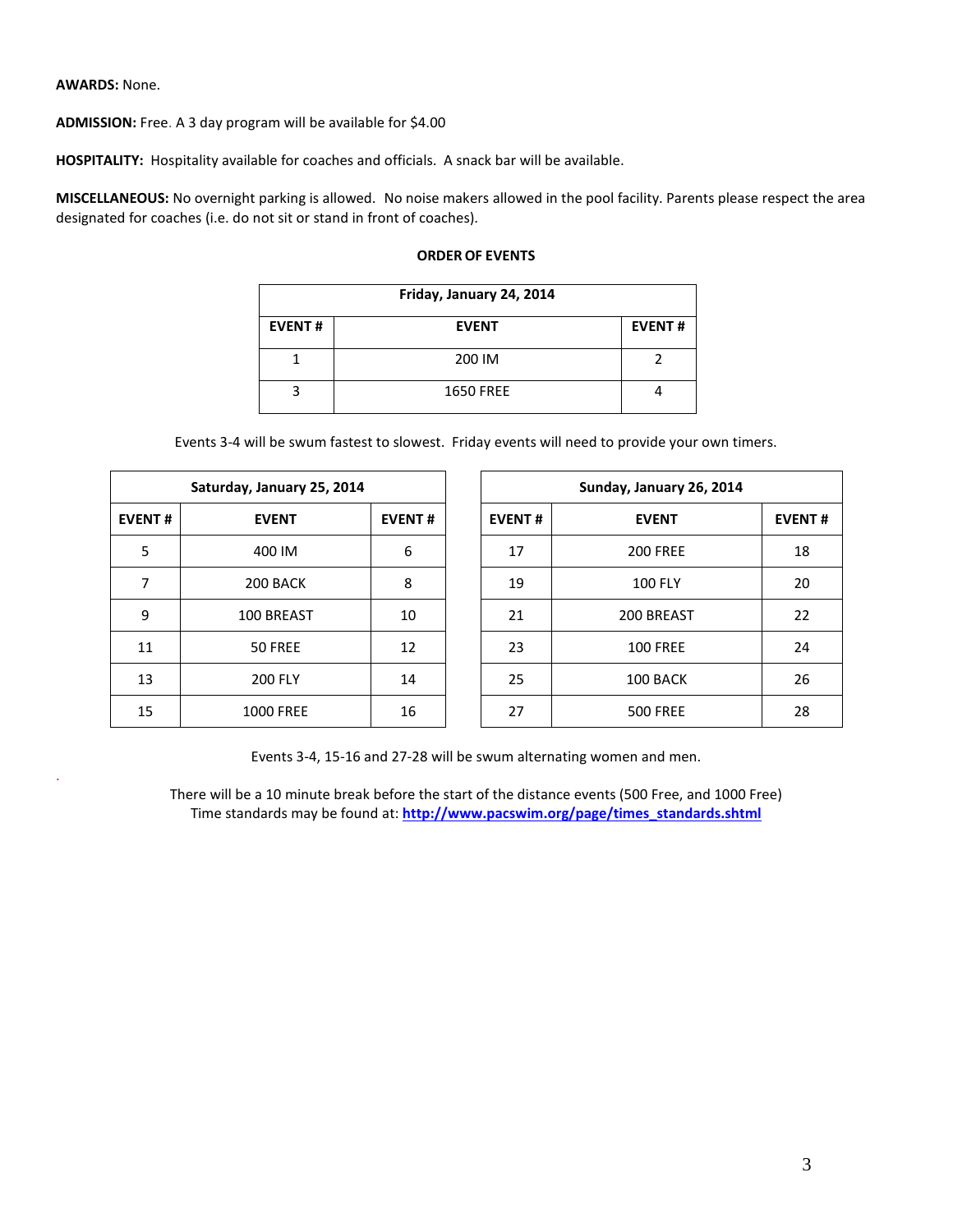**AWARDS:** None.

**ADMISSION:** Free. A 3 day program will be available for $4.00

**HOSPITALITY:** Hospitality available for coaches and officials. A snack bar will be available.

**MISCELLANEOUS:** No overnight parking is allowed. No noise makers allowed in the pool facility. Parents please respect the area designated for coaches (i.e. do not sit or stand in front of coaches).

**ORDER OF EVENTS**

| Friday, January 24, 2014 | | |
|---|---|---|
| **EVENT #** | **EVENT** | **EVENT #** |
| 1 | 200 IM | 2 |
| 3 | 1650 FREE | 4 |

Events 3-4 will be swum fastest to slowest. Friday events will need to provide your own timers.

| Saturday, January 25, 2014 | | |
|---|---|---|
| **EVENT #** | **EVENT** | **EVENT #** |
| 5 | 400 IM | 6 |
| 7 | 200 BACK | 8 |
| 9 | 100 BREAST | 10 |
| 11 | 50 FREE | 12 |
| 13 | 200 FLY | 14 |
| 15 | 1000 FREE | 16 |

| Sunday, January 26, 2014 | | |
|---|---|---|
| **EVENT #** | **EVENT** | **EVENT #** |
| 17 | 200 FREE | 18 |
| 19 | 100 FLY | 20 |
| 21 | 200 BREAST | 22 |
| 23 | 100 FREE | 24 |
| 25 | 100 BACK | 26 |
| 27 | 500 FREE | 28 |

Events 3-4, 15-16 and 27-28 will be swum alternating women and men.

There will be a 10 minute break before the start of the distance events (500 Free, and 1000 Free)
Time standards may be found at: **http://www.pacswim.org/page/times_standards.shtml**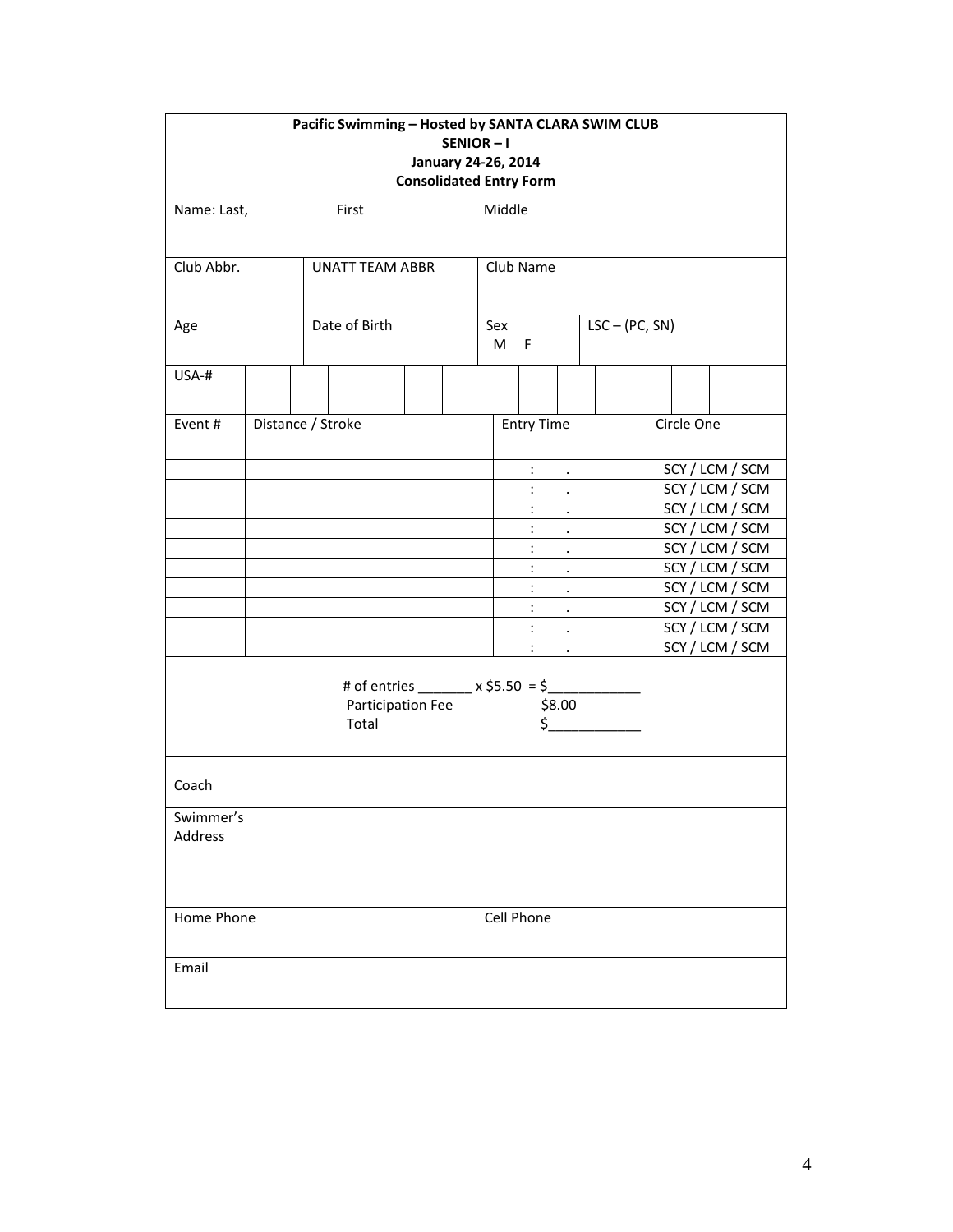**Pacific Swimming – Hosted by SANTA CLARA SWIM CLUB**
**SENIOR – I**
**January 24-26, 2014**
**Consolidated Entry Form**

| Name: Last, | First | Middle |
|---|---|---|
| | | |

| Club Abbr. | UNATT TEAM ABBR | Club Name |
|---|---|---|
| | | |

| Age | Date of Birth | Sex M F | LSC – (PC, SN) |
|---|---|---|---|
| | | | |

| USA-# | | | | | | | | | | | | | | |
|---|---|---|---|---|---|---|---|---|---|---|---|---|---|---|
| | | | | | | | | | | | | | | |

| Event # | Distance / Stroke | Entry Time | Circle One |
|---|---|---|---|
| | | : . | SCY / LCM / SCM |
| | | : . | SCY / LCM / SCM |
| | | : . | SCY / LCM / SCM |
| | | : . | SCY / LCM / SCM |
| | | : . | SCY / LCM / SCM |
| | | : . | SCY / LCM / SCM |
| | | : . | SCY / LCM / SCM |
| | | : . | SCY / LCM / SCM |
| | | : . | SCY / LCM / SCM |
| | | : . | SCY / LCM / SCM |

# of entries _______ x $5.50 = $____________
Participation Fee $8.00
Total $____________

| | |
|---|---|
| Coach | |
| Swimmer's Address | |
| Home Phone | Cell Phone |
| Email | |